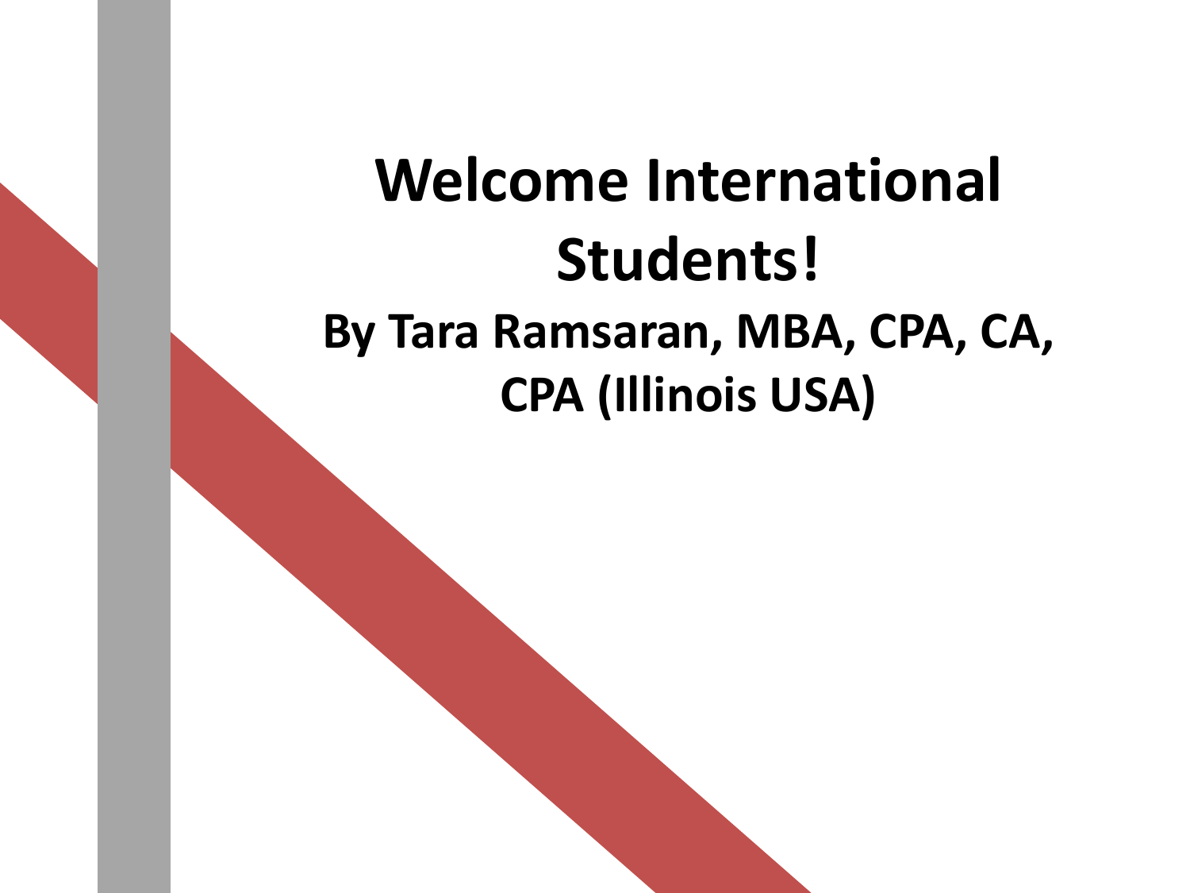# Welcome International Students!

## By Tara Ramsaran, MBA, CPA, CA, CPA (Illinois USA)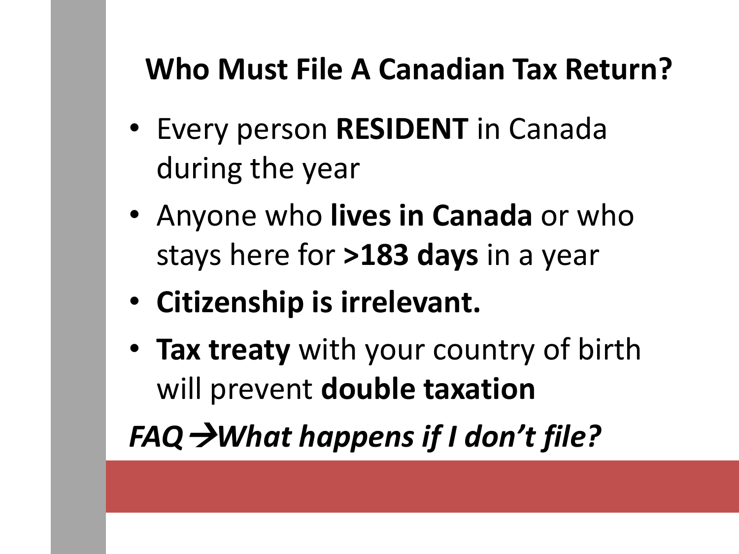# Who Must File A Canadian Tax Return?

- Every person **RESIDENT** in Canada during the year
- Anyone who **lives in Canada** or who stays here for **>183 days** in a year
- **Citizenship is irrelevant.**
- **Tax treaty** with your country of birth will prevent **double taxation**

***FAQ →What happens if I don't file?***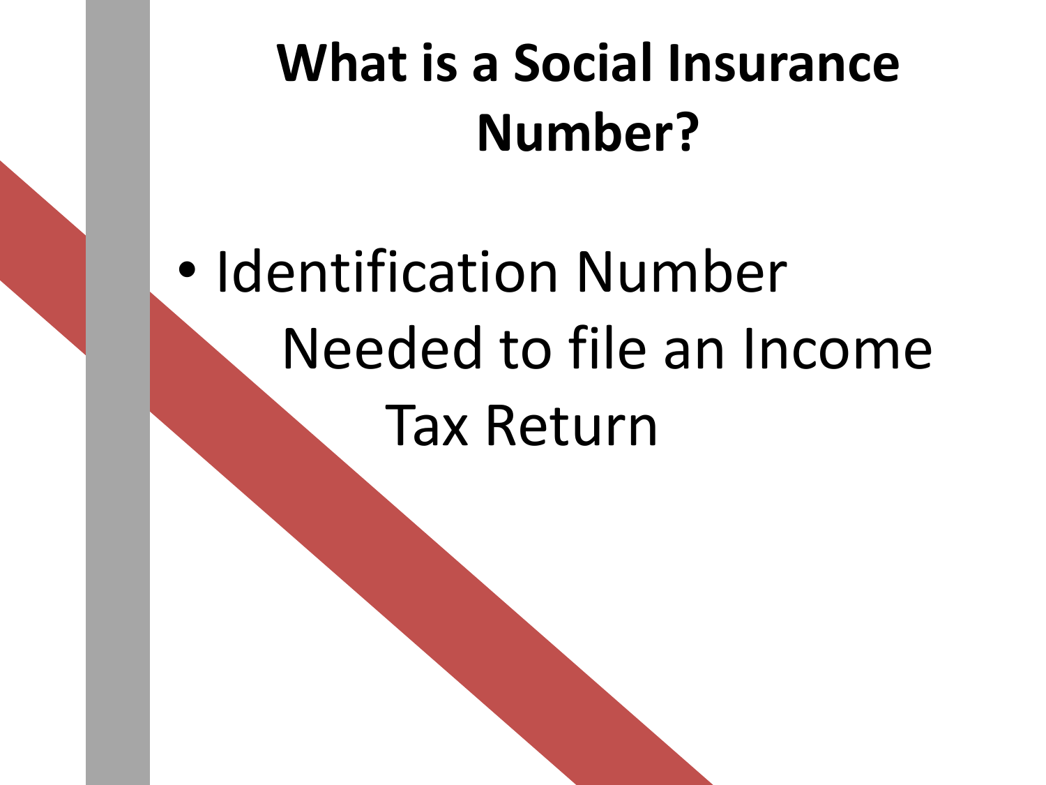# What is a Social Insurance Number?

- Identification Number
  - Needed to file an Income Tax Return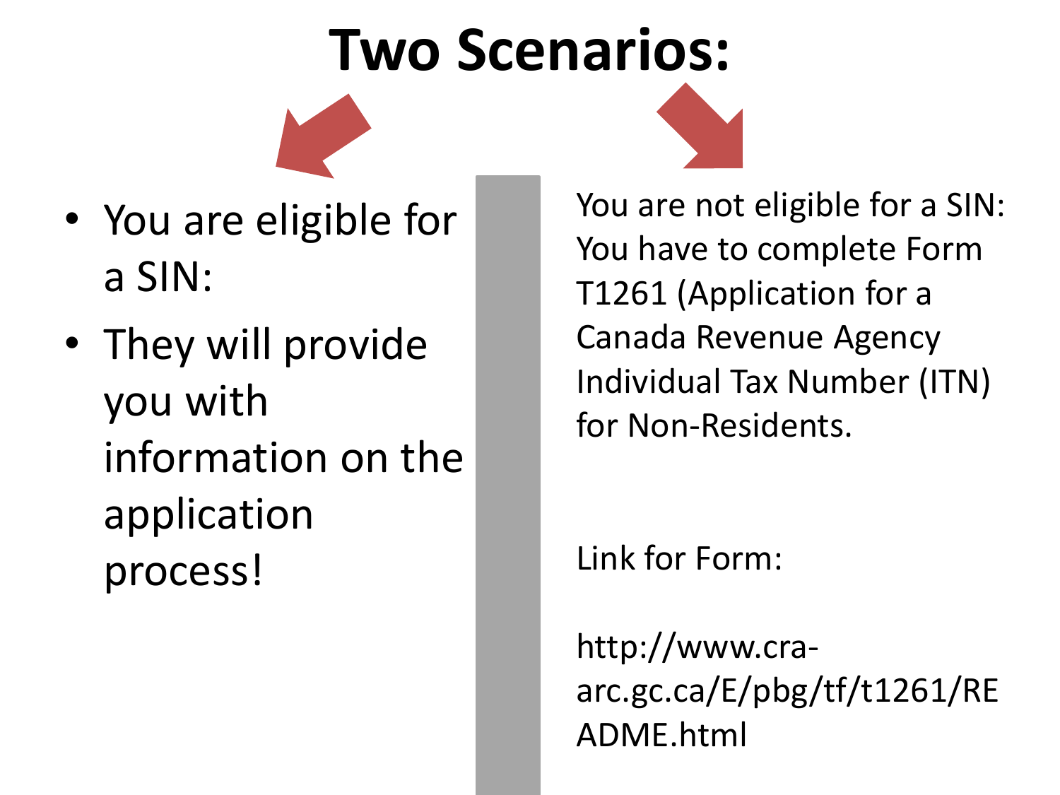# Two Scenarios:

- You are eligible for a SIN:
- They will provide you with information on the application process!

You are not eligible for a SIN: You have to complete Form T1261 (Application for a Canada Revenue Agency Individual Tax Number (ITN) for Non-Residents.

Link for Form:

http://www.cra-arc.gc.ca/E/pbg/tf/t1261/README.html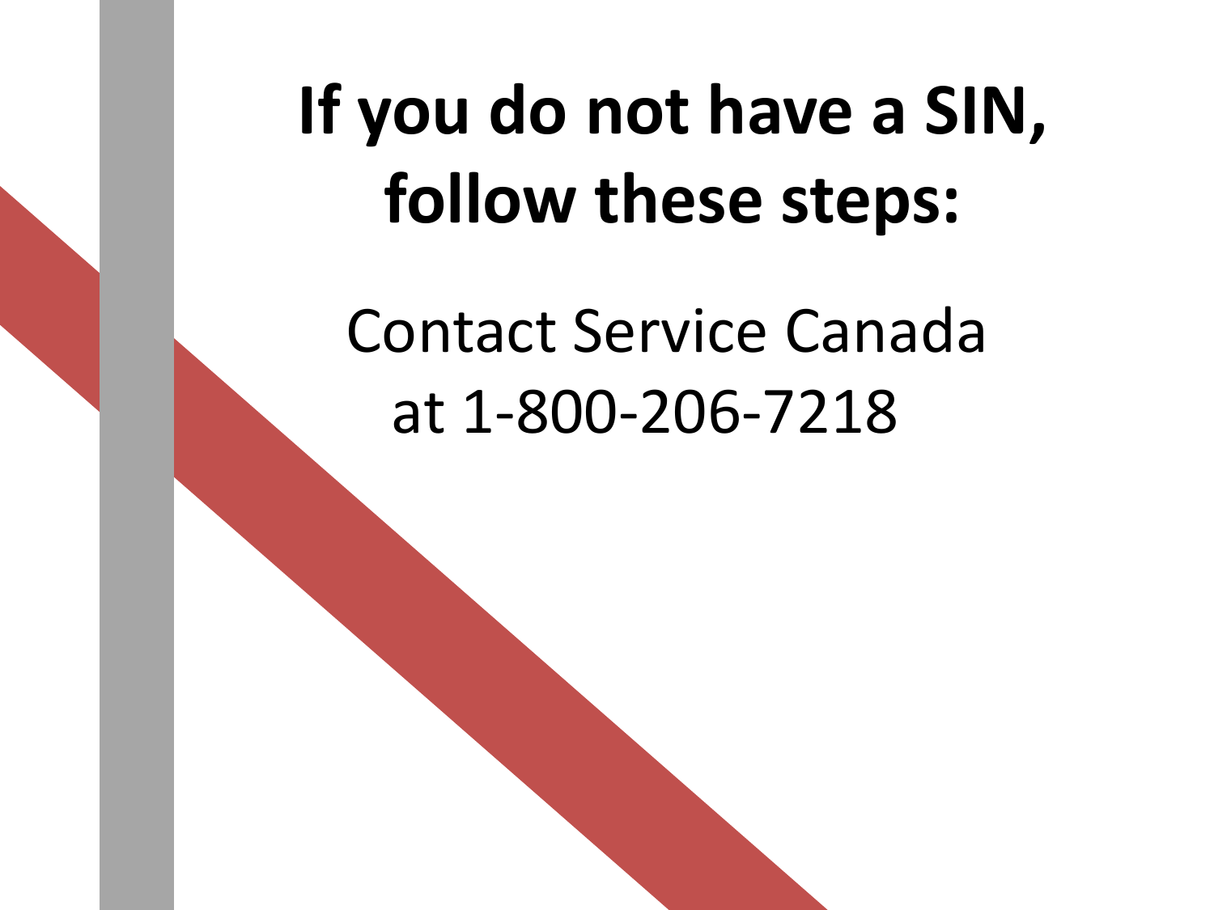# If you do not have a SIN, follow these steps:

Contact Service Canada at 1-800-206-7218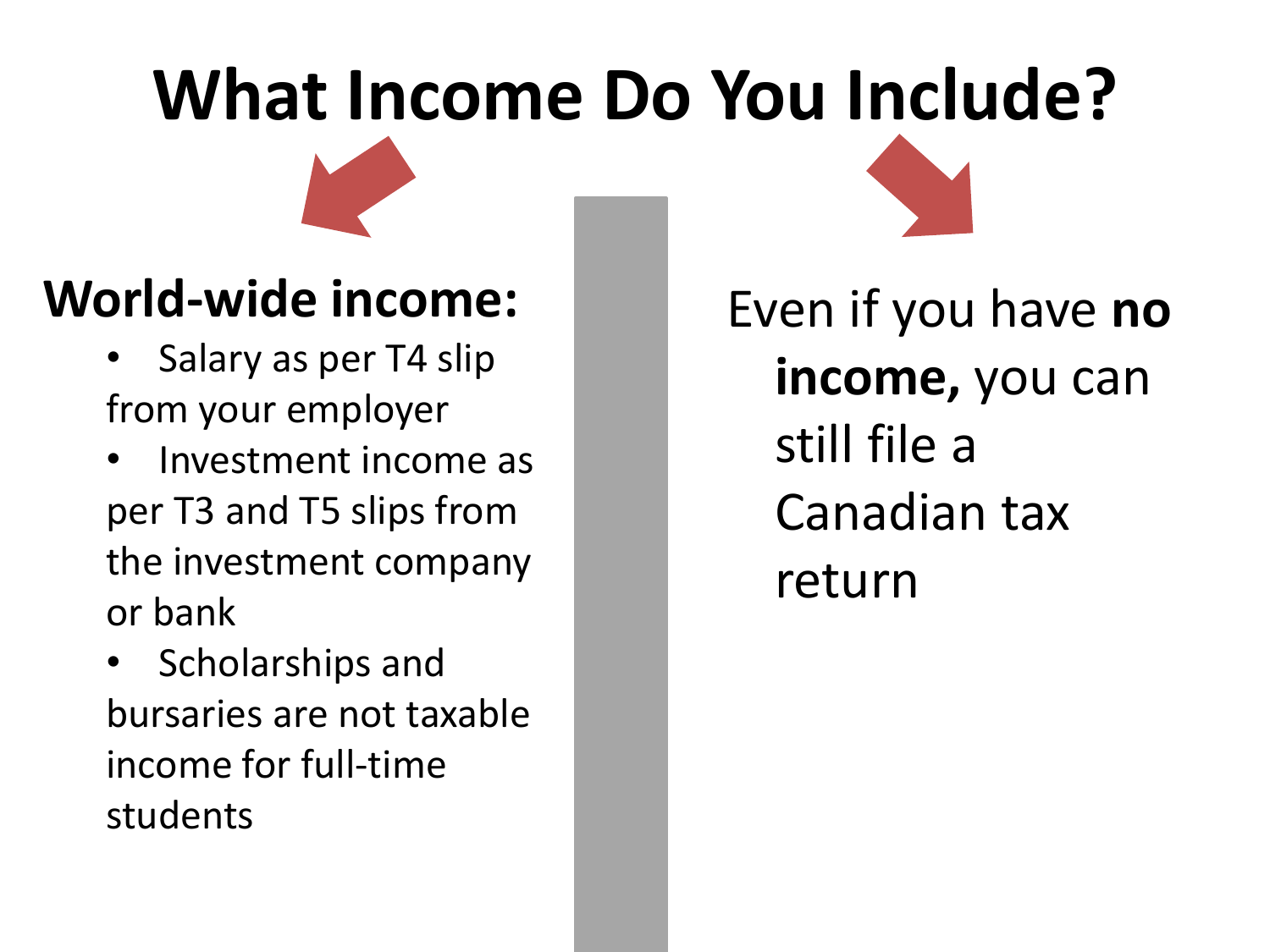# What Income Do You Include?

**World-wide income:**

- Salary as per T4 slip from your employer
- Investment income as per T3 and T5 slips from the investment company or bank
- Scholarships and bursaries are not taxable income for full-time students

Even if you have **no income,** you can still file a Canadian tax return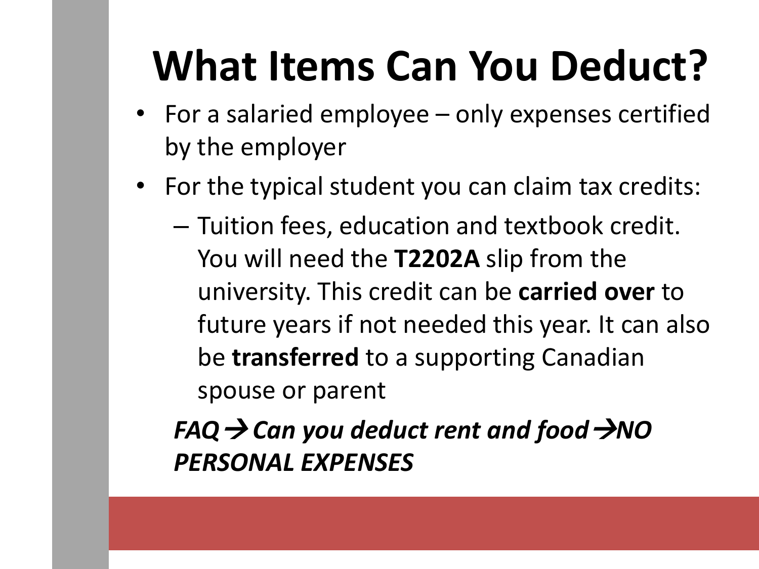# What Items Can You Deduct?

- For a salaried employee – only expenses certified by the employer
- For the typical student you can claim tax credits:
  - Tuition fees, education and textbook credit. You will need the **T2202A** slip from the university. This credit can be **carried over** to future years if not needed this year. It can also be **transferred** to a supporting Canadian spouse or parent

***FAQ→Can you deduct rent and food→NO PERSONAL EXPENSES***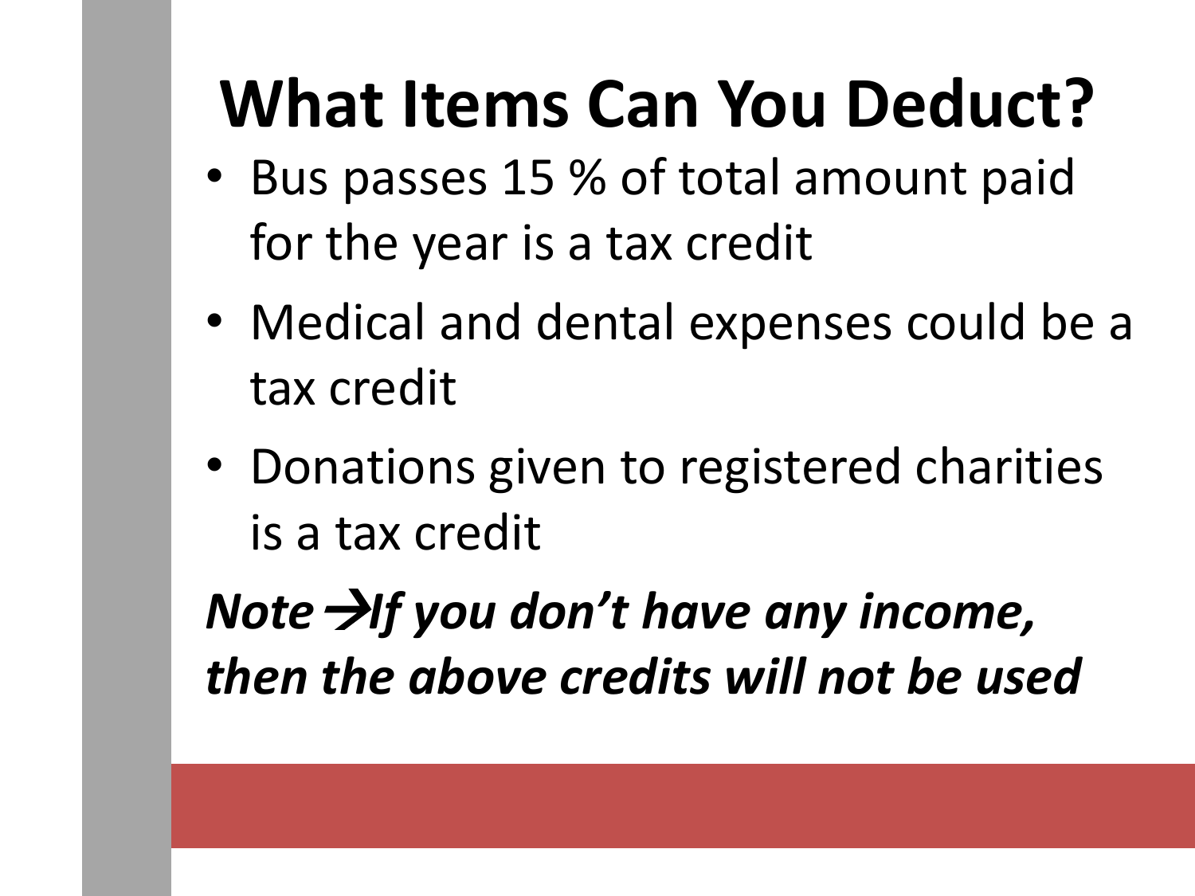# What Items Can You Deduct?

- Bus passes 15 % of total amount paid for the year is a tax credit
- Medical and dental expenses could be a tax credit
- Donations given to registered charities is a tax credit

***Note →If you don't have any income, then the above credits will not be used***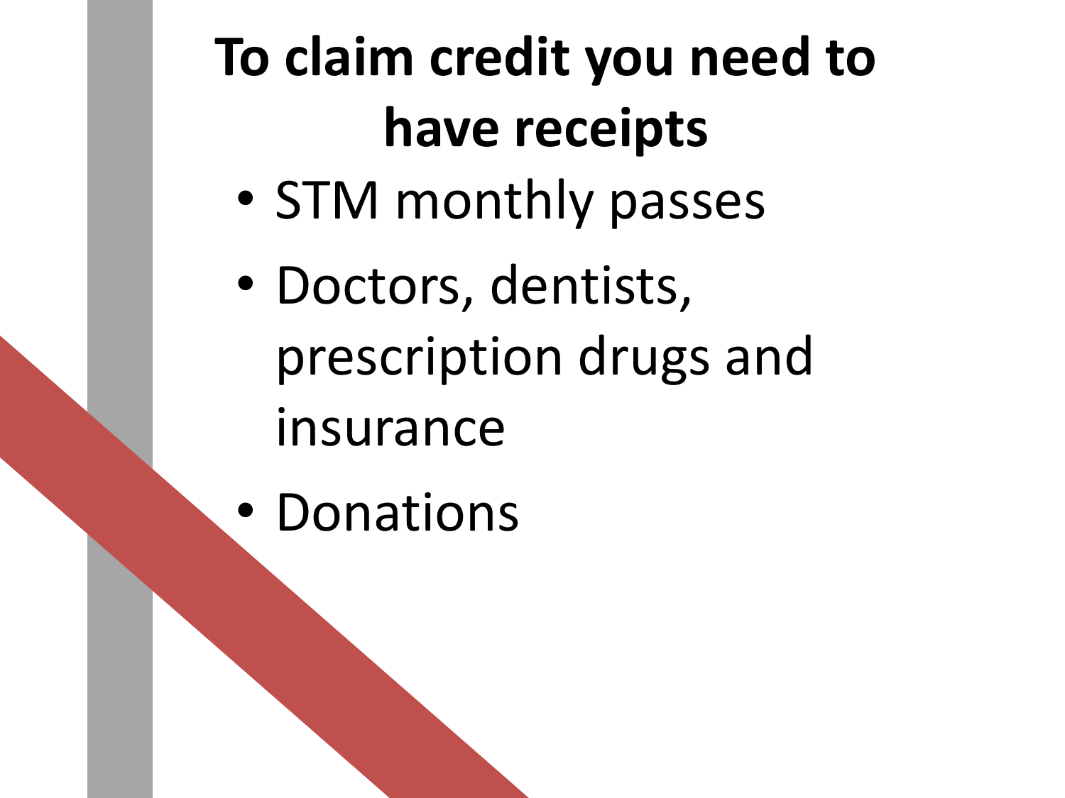# To claim credit you need to have receipts

- STM monthly passes
- Doctors, dentists, prescription drugs and insurance
- Donations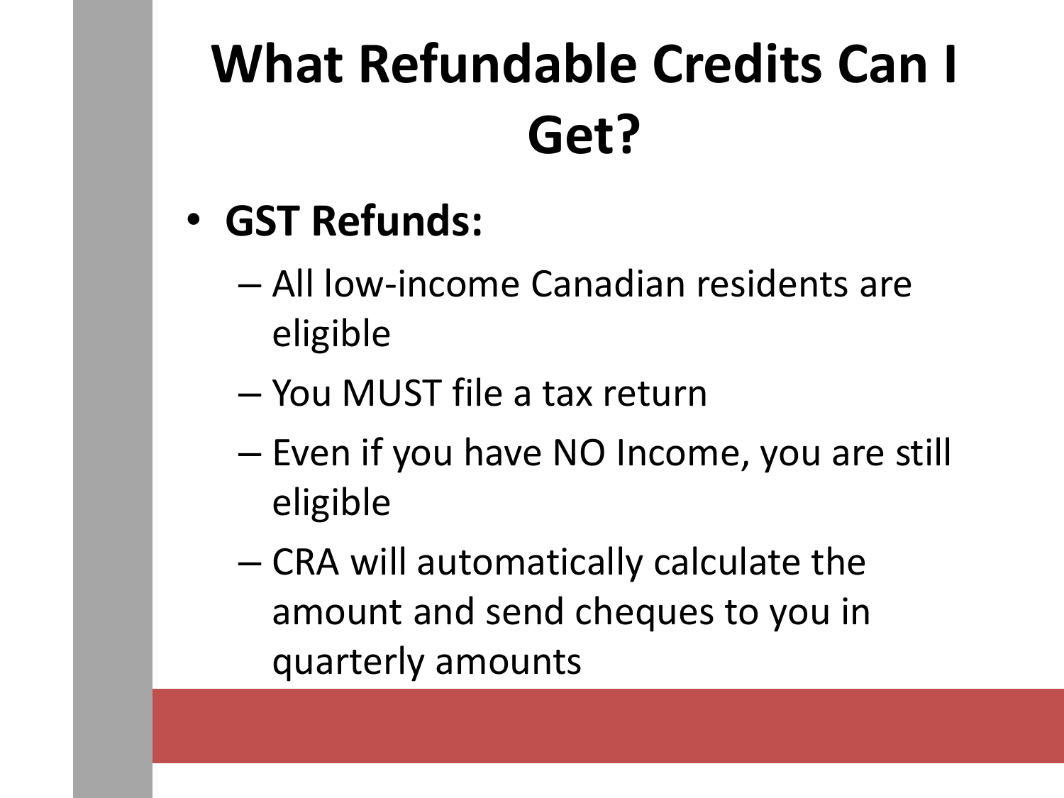# What Refundable Credits Can I Get?

- **GST Refunds:**
  - All low-income Canadian residents are eligible
  - You MUST file a tax return
  - Even if you have NO Income, you are still eligible
  - CRA will automatically calculate the amount and send cheques to you in quarterly amounts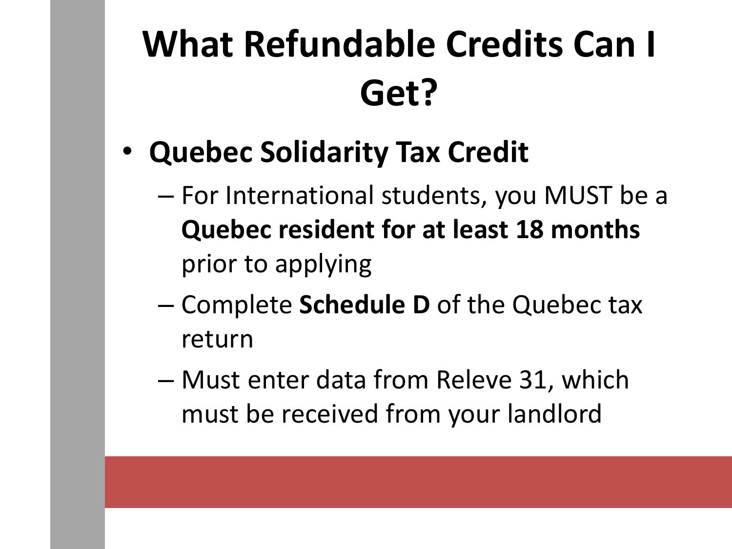# What Refundable Credits Can I Get?

- **Quebec Solidarity Tax Credit**
  - For International students, you MUST be a **Quebec resident for at least 18 months** prior to applying
  - Complete **Schedule D** of the Quebec tax return
  - Must enter data from Releve 31, which must be received from your landlord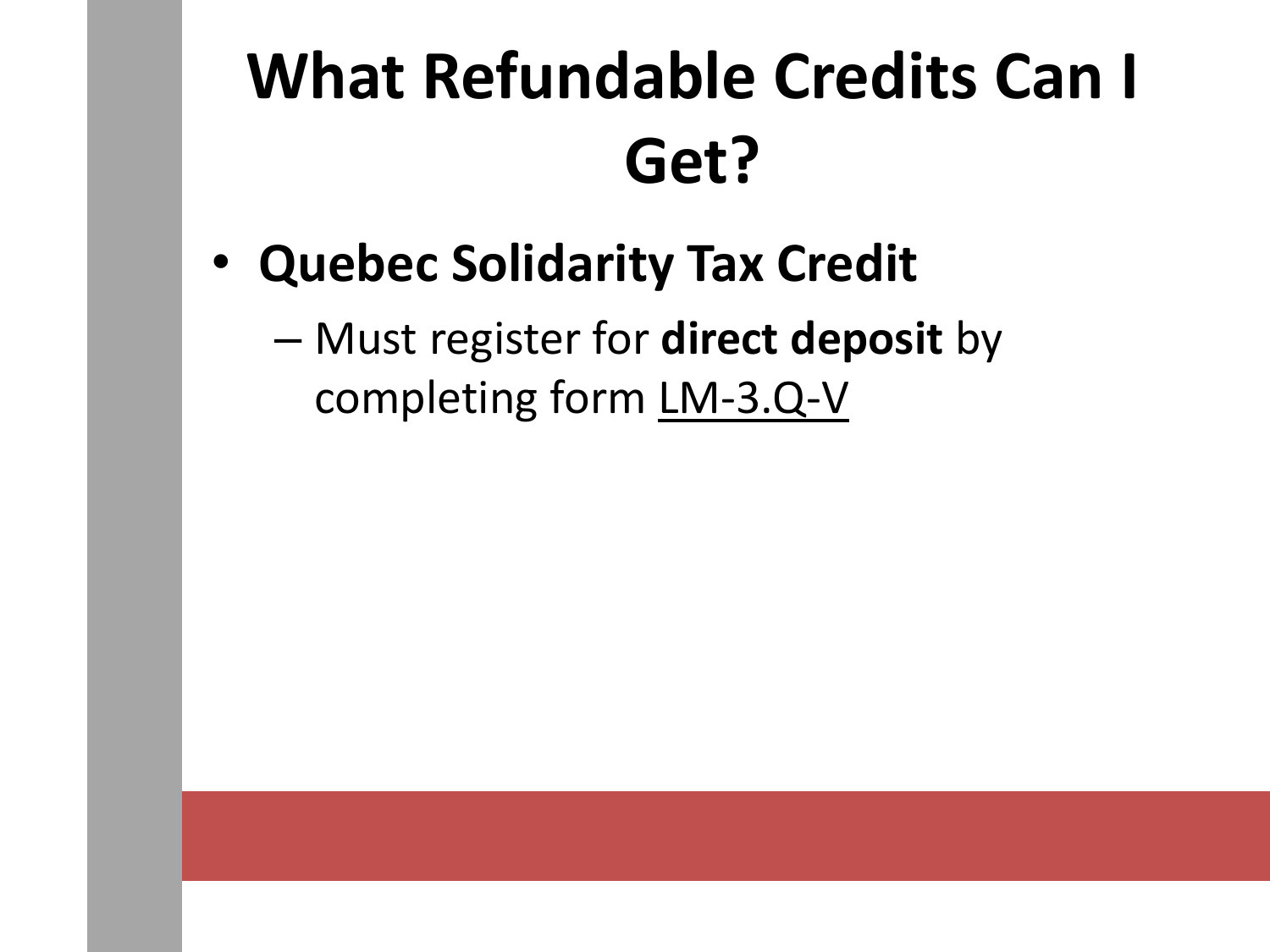# What Refundable Credits Can I Get?

- **Quebec Solidarity Tax Credit**
  - Must register for **direct deposit** by completing form LM-3.Q-V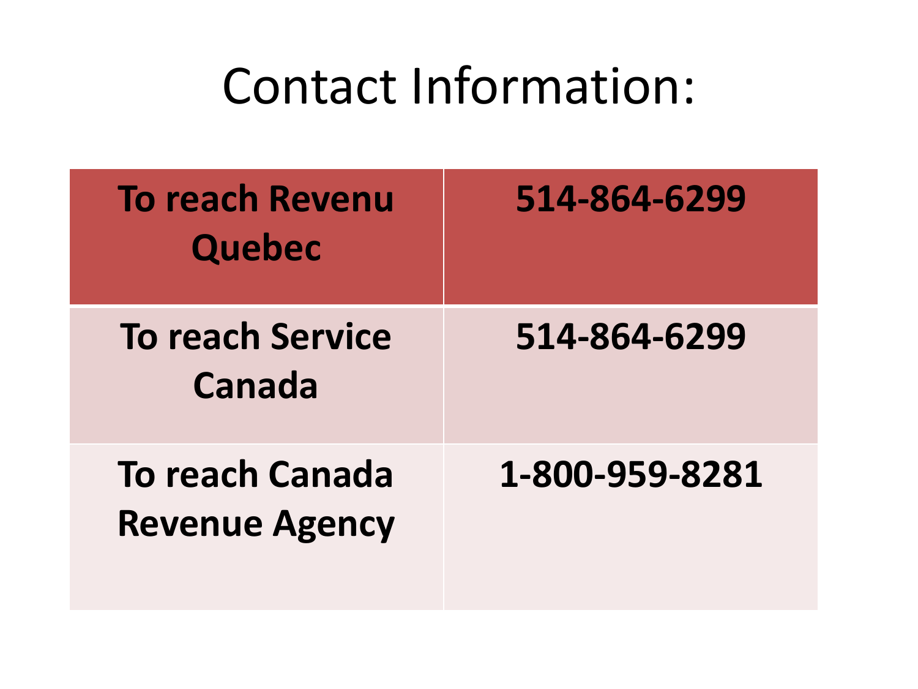# Contact Information:

| To reach Revenu Quebec | 514-864-6299 |
|---|---|
| To reach Service Canada | 514-864-6299 |
| To reach Canada Revenue Agency | 1-800-959-8281 |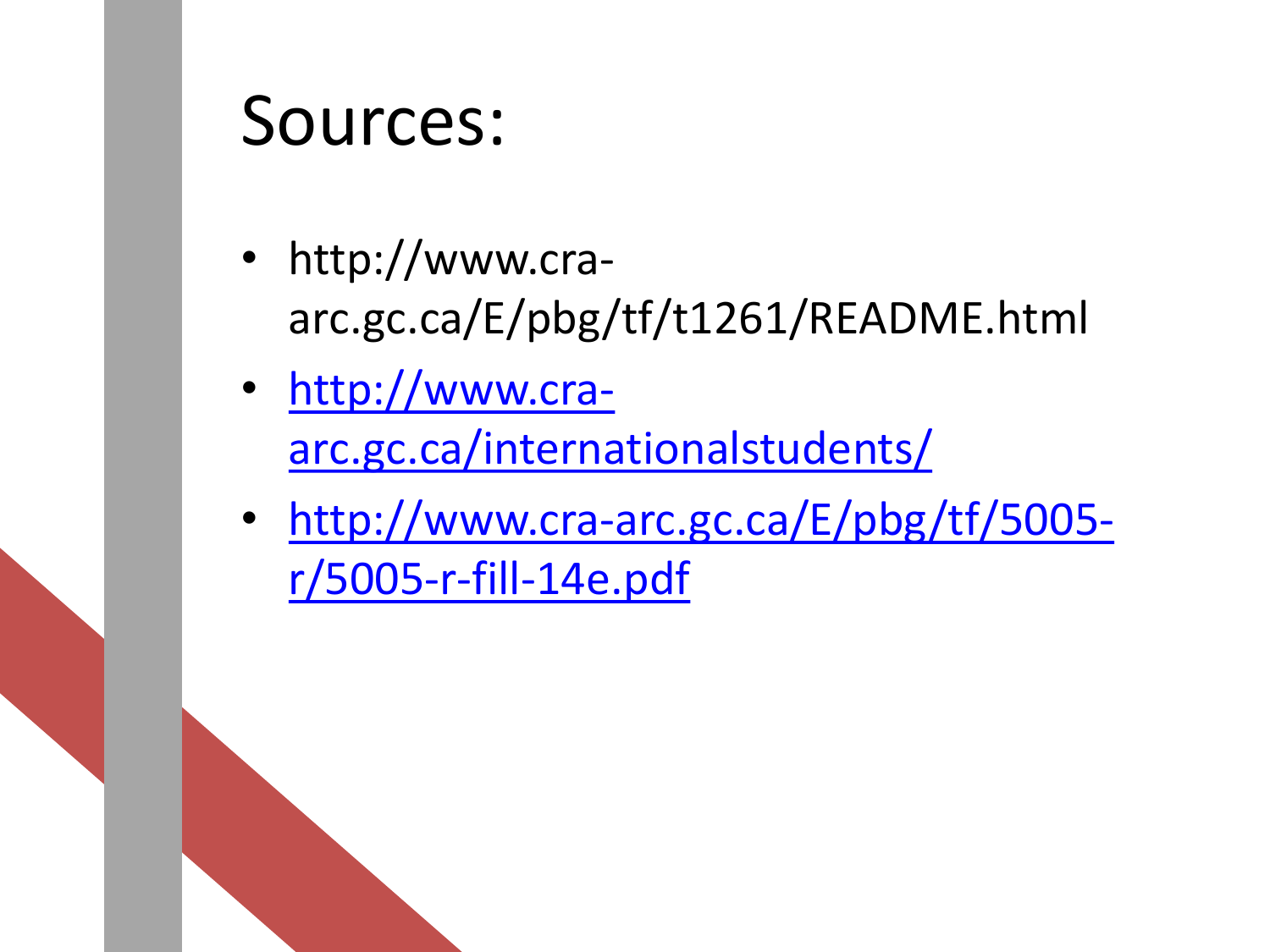# Sources:

- http://www.cra-arc.gc.ca/E/pbg/tf/t1261/README.html
- http://www.cra-arc.gc.ca/internationalstudents/
- http://www.cra-arc.gc.ca/E/pbg/tf/5005-r/5005-r-fill-14e.pdf